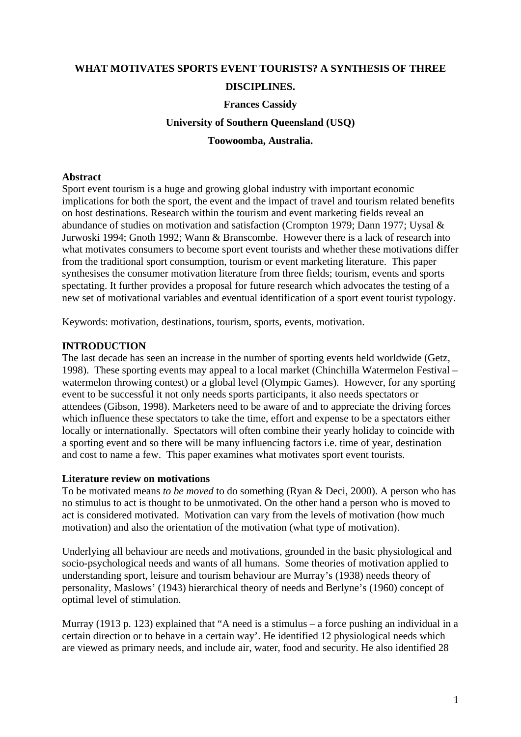# WHAT MOTIVATES SPORTS EVENT TOURISTS? A SYNTHESIS OF THREE DISCIPLINES.

**Frances Cassidy**

**University of Southern Queensland (USQ)**

**Toowoomba, Australia.**

## Abstract

Sport event tourism is a huge and growing global industry with important economic implications for both the sport, the event and the impact of travel and tourism related benefits on host destinations. Research within the tourism and event marketing fields reveal an abundance of studies on motivation and satisfaction (Crompton 1979; Dann 1977; Uysal & Jurwoski 1994; Gnoth 1992; Wann & Branscombe. However there is a lack of research into what motivates consumers to become sport event tourists and whether these motivations differ from the traditional sport consumption, tourism or event marketing literature. This paper synthesises the consumer motivation literature from three fields; tourism, events and sports spectating. It further provides a proposal for future research which advocates the testing of a new set of motivational variables and eventual identification of a sport event tourist typology.

Keywords: motivation, destinations, tourism, sports, events, motivation.

## INTRODUCTION

The last decade has seen an increase in the number of sporting events held worldwide (Getz, 1998). These sporting events may appeal to a local market (Chinchilla Watermelon Festival – watermelon throwing contest) or a global level (Olympic Games). However, for any sporting event to be successful it not only needs sports participants, it also needs spectators or attendees (Gibson, 1998). Marketers need to be aware of and to appreciate the driving forces which influence these spectators to take the time, effort and expense to be a spectators either locally or internationally. Spectators will often combine their yearly holiday to coincide with a sporting event and so there will be many influencing factors i.e. time of year, destination and cost to name a few. This paper examines what motivates sport event tourists.

### Literature review on motivations

To be motivated means *to be moved* to do something (Ryan & Deci, 2000). A person who has no stimulus to act is thought to be unmotivated. On the other hand a person who is moved to act is considered motivated. Motivation can vary from the levels of motivation (how much motivation) and also the orientation of the motivation (what type of motivation).

Underlying all behaviour are needs and motivations, grounded in the basic physiological and socio-psychological needs and wants of all humans. Some theories of motivation applied to understanding sport, leisure and tourism behaviour are Murray's (1938) needs theory of personality, Maslows' (1943) hierarchical theory of needs and Berlyne's (1960) concept of optimal level of stimulation.

Murray (1913 p. 123) explained that "A need is a stimulus – a force pushing an individual in a certain direction or to behave in a certain way'. He identified 12 physiological needs which are viewed as primary needs, and include air, water, food and security. He also identified 28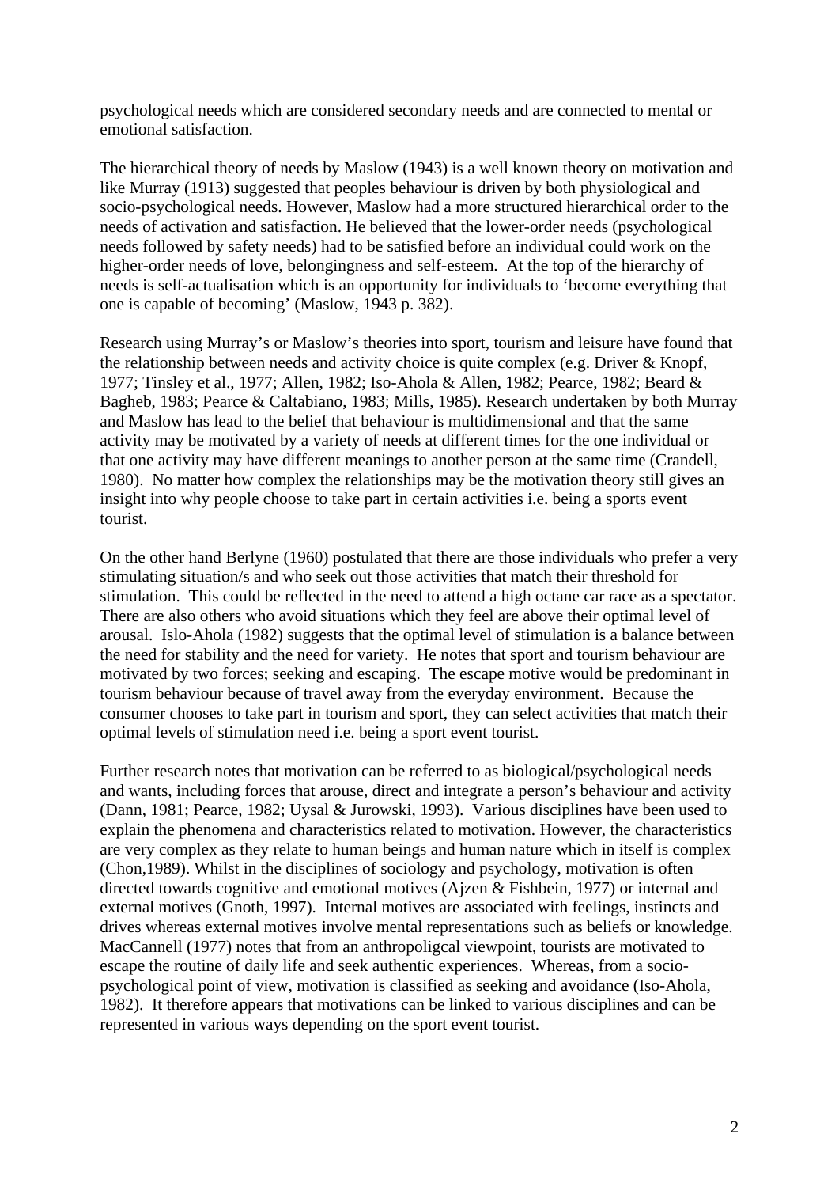psychological needs which are considered secondary needs and are connected to mental or emotional satisfaction.

The hierarchical theory of needs by Maslow (1943) is a well known theory on motivation and like Murray (1913) suggested that peoples behaviour is driven by both physiological and socio-psychological needs. However, Maslow had a more structured hierarchical order to the needs of activation and satisfaction. He believed that the lower-order needs (psychological needs followed by safety needs) had to be satisfied before an individual could work on the higher-order needs of love, belongingness and self-esteem. At the top of the hierarchy of needs is self-actualisation which is an opportunity for individuals to 'become everything that one is capable of becoming' (Maslow, 1943 p. 382).

Research using Murray's or Maslow's theories into sport, tourism and leisure have found that the relationship between needs and activity choice is quite complex (e.g. Driver & Knopf, 1977; Tinsley et al., 1977; Allen, 1982; Iso-Ahola & Allen, 1982; Pearce, 1982; Beard & Bagheb, 1983; Pearce & Caltabiano, 1983; Mills, 1985). Research undertaken by both Murray and Maslow has lead to the belief that behaviour is multidimensional and that the same activity may be motivated by a variety of needs at different times for the one individual or that one activity may have different meanings to another person at the same time (Crandell, 1980). No matter how complex the relationships may be the motivation theory still gives an insight into why people choose to take part in certain activities i.e. being a sports event tourist.

On the other hand Berlyne (1960) postulated that there are those individuals who prefer a very stimulating situation/s and who seek out those activities that match their threshold for stimulation. This could be reflected in the need to attend a high octane car race as a spectator. There are also others who avoid situations which they feel are above their optimal level of arousal. Islo-Ahola (1982) suggests that the optimal level of stimulation is a balance between the need for stability and the need for variety. He notes that sport and tourism behaviour are motivated by two forces; seeking and escaping. The escape motive would be predominant in tourism behaviour because of travel away from the everyday environment. Because the consumer chooses to take part in tourism and sport, they can select activities that match their optimal levels of stimulation need i.e. being a sport event tourist.

Further research notes that motivation can be referred to as biological/psychological needs and wants, including forces that arouse, direct and integrate a person's behaviour and activity (Dann, 1981; Pearce, 1982; Uysal & Jurowski, 1993). Various disciplines have been used to explain the phenomena and characteristics related to motivation. However, the characteristics are very complex as they relate to human beings and human nature which in itself is complex (Chon,1989). Whilst in the disciplines of sociology and psychology, motivation is often directed towards cognitive and emotional motives (Ajzen & Fishbein, 1977) or internal and external motives (Gnoth, 1997). Internal motives are associated with feelings, instincts and drives whereas external motives involve mental representations such as beliefs or knowledge. MacCannell (1977) notes that from an anthropoligcal viewpoint, tourists are motivated to escape the routine of daily life and seek authentic experiences. Whereas, from a socio-psychological point of view, motivation is classified as seeking and avoidance (Iso-Ahola, 1982). It therefore appears that motivations can be linked to various disciplines and can be represented in various ways depending on the sport event tourist.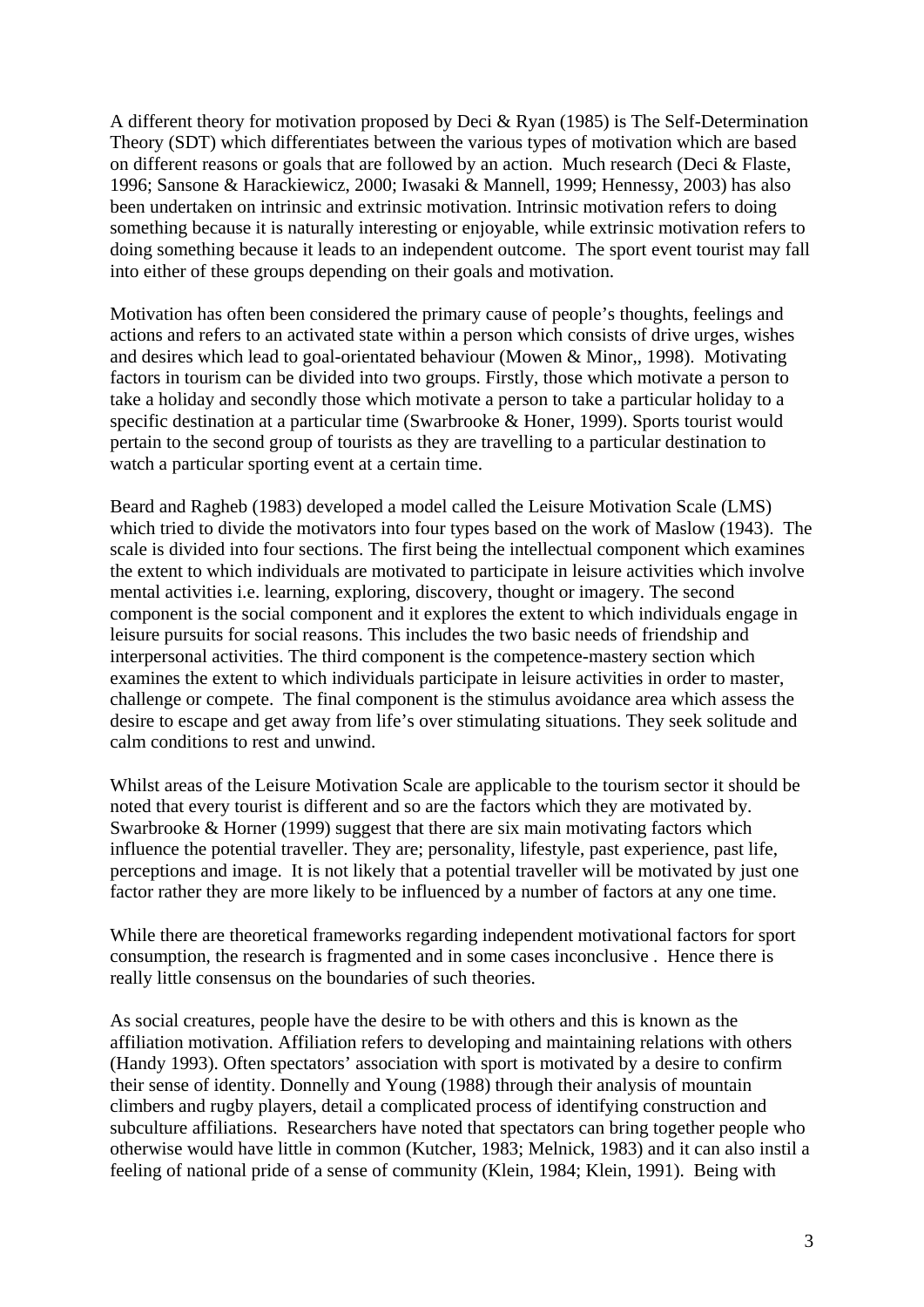A different theory for motivation proposed by Deci & Ryan (1985) is The Self-Determination Theory (SDT) which differentiates between the various types of motivation which are based on different reasons or goals that are followed by an action. Much research (Deci & Flaste, 1996; Sansone & Harackiewicz, 2000; Iwasaki & Mannell, 1999; Hennessy, 2003) has also been undertaken on intrinsic and extrinsic motivation. Intrinsic motivation refers to doing something because it is naturally interesting or enjoyable, while extrinsic motivation refers to doing something because it leads to an independent outcome. The sport event tourist may fall into either of these groups depending on their goals and motivation.

Motivation has often been considered the primary cause of people's thoughts, feelings and actions and refers to an activated state within a person which consists of drive urges, wishes and desires which lead to goal-orientated behaviour (Mowen & Minor,, 1998). Motivating factors in tourism can be divided into two groups. Firstly, those which motivate a person to take a holiday and secondly those which motivate a person to take a particular holiday to a specific destination at a particular time (Swarbrooke & Honer, 1999). Sports tourist would pertain to the second group of tourists as they are travelling to a particular destination to watch a particular sporting event at a certain time.

Beard and Ragheb (1983) developed a model called the Leisure Motivation Scale (LMS) which tried to divide the motivators into four types based on the work of Maslow (1943). The scale is divided into four sections. The first being the intellectual component which examines the extent to which individuals are motivated to participate in leisure activities which involve mental activities i.e. learning, exploring, discovery, thought or imagery. The second component is the social component and it explores the extent to which individuals engage in leisure pursuits for social reasons. This includes the two basic needs of friendship and interpersonal activities. The third component is the competence-mastery section which examines the extent to which individuals participate in leisure activities in order to master, challenge or compete. The final component is the stimulus avoidance area which assess the desire to escape and get away from life's over stimulating situations. They seek solitude and calm conditions to rest and unwind.

Whilst areas of the Leisure Motivation Scale are applicable to the tourism sector it should be noted that every tourist is different and so are the factors which they are motivated by. Swarbrooke & Horner (1999) suggest that there are six main motivating factors which influence the potential traveller. They are; personality, lifestyle, past experience, past life, perceptions and image. It is not likely that a potential traveller will be motivated by just one factor rather they are more likely to be influenced by a number of factors at any one time.

While there are theoretical frameworks regarding independent motivational factors for sport consumption, the research is fragmented and in some cases inconclusive . Hence there is really little consensus on the boundaries of such theories.

As social creatures, people have the desire to be with others and this is known as the affiliation motivation. Affiliation refers to developing and maintaining relations with others (Handy 1993). Often spectators' association with sport is motivated by a desire to confirm their sense of identity. Donnelly and Young (1988) through their analysis of mountain climbers and rugby players, detail a complicated process of identifying construction and subculture affiliations. Researchers have noted that spectators can bring together people who otherwise would have little in common (Kutcher, 1983; Melnick, 1983) and it can also instil a feeling of national pride of a sense of community (Klein, 1984; Klein, 1991). Being with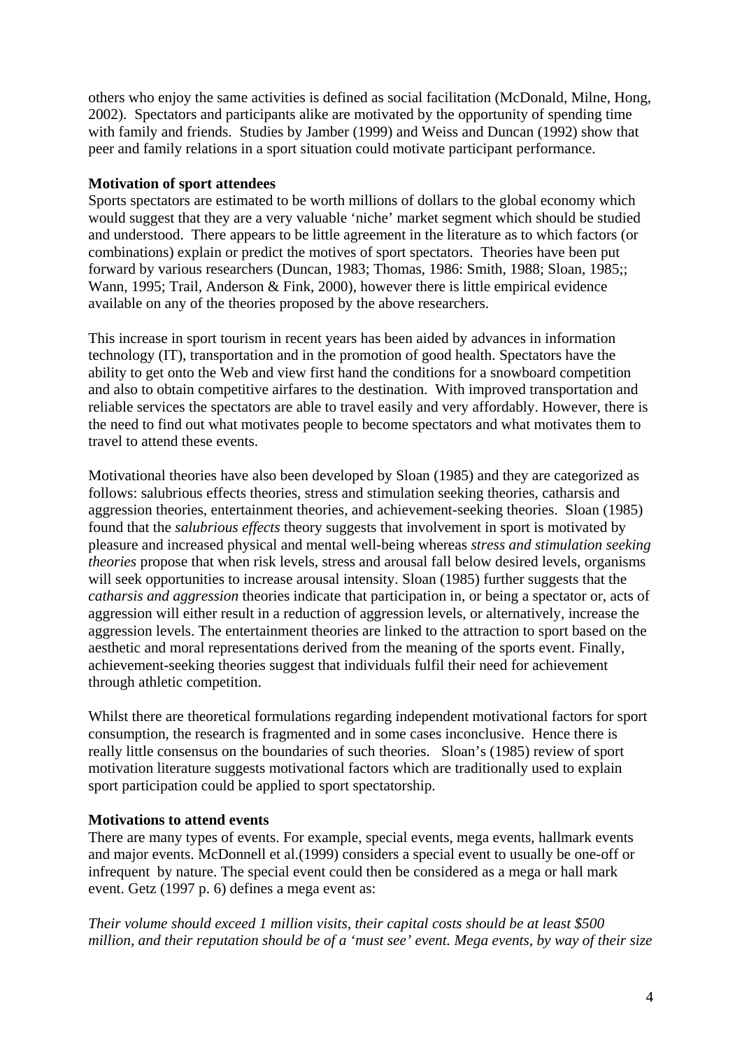others who enjoy the same activities is defined as social facilitation (McDonald, Milne, Hong, 2002). Spectators and participants alike are motivated by the opportunity of spending time with family and friends. Studies by Jamber (1999) and Weiss and Duncan (1992) show that peer and family relations in a sport situation could motivate participant performance.

**Motivation of sport attendees**

Sports spectators are estimated to be worth millions of dollars to the global economy which would suggest that they are a very valuable 'niche' market segment which should be studied and understood. There appears to be little agreement in the literature as to which factors (or combinations) explain or predict the motives of sport spectators. Theories have been put forward by various researchers (Duncan, 1983; Thomas, 1986: Smith, 1988; Sloan, 1985;; Wann, 1995; Trail, Anderson & Fink, 2000), however there is little empirical evidence available on any of the theories proposed by the above researchers.

This increase in sport tourism in recent years has been aided by advances in information technology (IT), transportation and in the promotion of good health. Spectators have the ability to get onto the Web and view first hand the conditions for a snowboard competition and also to obtain competitive airfares to the destination. With improved transportation and reliable services the spectators are able to travel easily and very affordably. However, there is the need to find out what motivates people to become spectators and what motivates them to travel to attend these events.

Motivational theories have also been developed by Sloan (1985) and they are categorized as follows: salubrious effects theories, stress and stimulation seeking theories, catharsis and aggression theories, entertainment theories, and achievement-seeking theories. Sloan (1985) found that the *salubrious effects* theory suggests that involvement in sport is motivated by pleasure and increased physical and mental well-being whereas *stress and stimulation seeking theories* propose that when risk levels, stress and arousal fall below desired levels, organisms will seek opportunities to increase arousal intensity. Sloan (1985) further suggests that the *catharsis and aggression* theories indicate that participation in, or being a spectator or, acts of aggression will either result in a reduction of aggression levels, or alternatively, increase the aggression levels. The entertainment theories are linked to the attraction to sport based on the aesthetic and moral representations derived from the meaning of the sports event. Finally, achievement-seeking theories suggest that individuals fulfil their need for achievement through athletic competition.

Whilst there are theoretical formulations regarding independent motivational factors for sport consumption, the research is fragmented and in some cases inconclusive. Hence there is really little consensus on the boundaries of such theories. Sloan's (1985) review of sport motivation literature suggests motivational factors which are traditionally used to explain sport participation could be applied to sport spectatorship.

**Motivations to attend events**

There are many types of events. For example, special events, mega events, hallmark events and major events. McDonnell et al.(1999) considers a special event to usually be one-off or infrequent by nature. The special event could then be considered as a mega or hall mark event. Getz (1997 p. 6) defines a mega event as:

*Their volume should exceed 1 million visits, their capital costs should be at least $500 million, and their reputation should be of a 'must see' event. Mega events, by way of their size*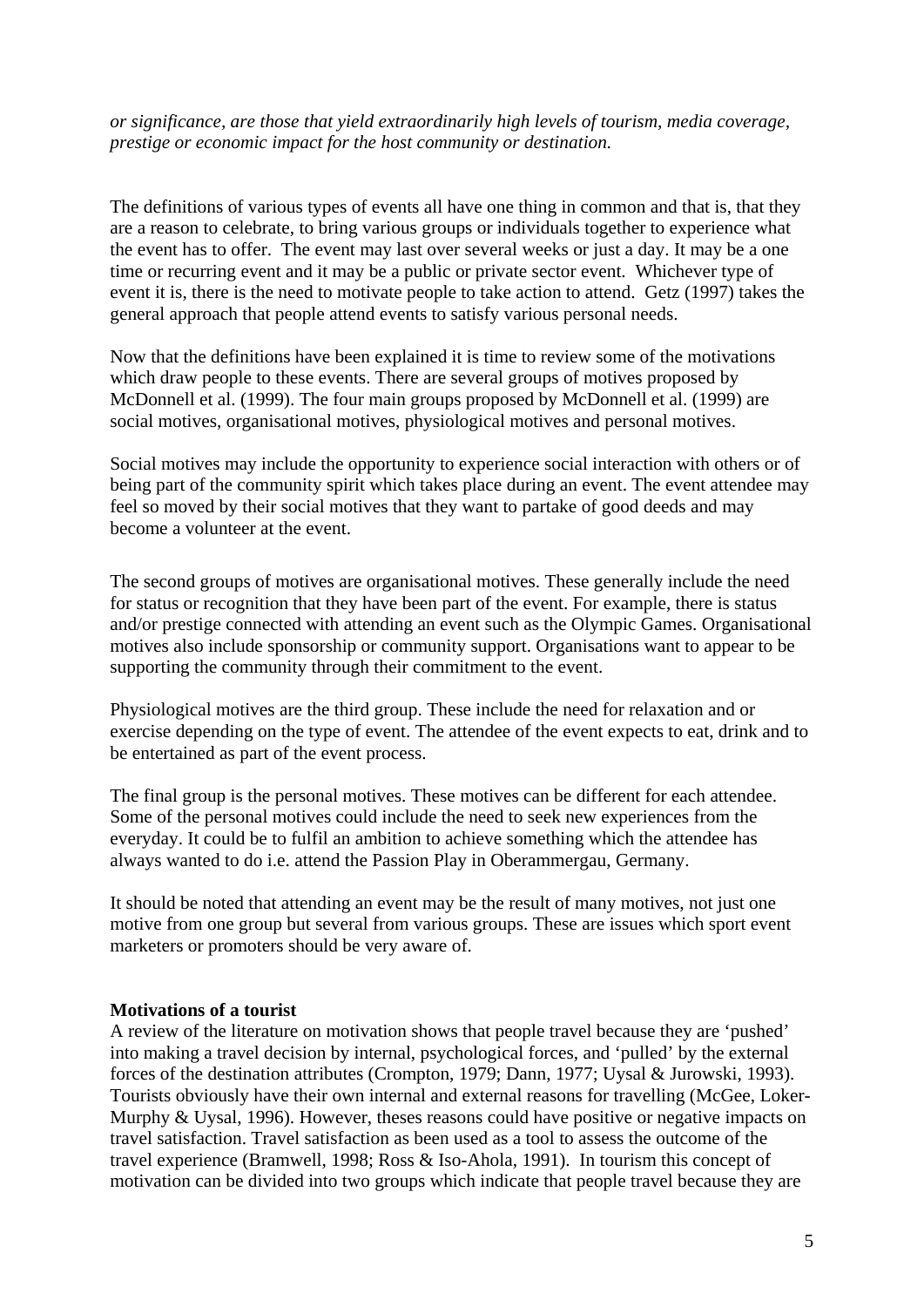*or significance, are those that yield extraordinarily high levels of tourism, media coverage, prestige or economic impact for the host community or destination.*

The definitions of various types of events all have one thing in common and that is, that they are a reason to celebrate, to bring various groups or individuals together to experience what the event has to offer. The event may last over several weeks or just a day. It may be a one time or recurring event and it may be a public or private sector event. Whichever type of event it is, there is the need to motivate people to take action to attend. Getz (1997) takes the general approach that people attend events to satisfy various personal needs.

Now that the definitions have been explained it is time to review some of the motivations which draw people to these events. There are several groups of motives proposed by McDonnell et al. (1999). The four main groups proposed by McDonnell et al. (1999) are social motives, organisational motives, physiological motives and personal motives.

Social motives may include the opportunity to experience social interaction with others or of being part of the community spirit which takes place during an event. The event attendee may feel so moved by their social motives that they want to partake of good deeds and may become a volunteer at the event.

The second groups of motives are organisational motives. These generally include the need for status or recognition that they have been part of the event. For example, there is status and/or prestige connected with attending an event such as the Olympic Games. Organisational motives also include sponsorship or community support. Organisations want to appear to be supporting the community through their commitment to the event.

Physiological motives are the third group. These include the need for relaxation and or exercise depending on the type of event. The attendee of the event expects to eat, drink and to be entertained as part of the event process.

The final group is the personal motives. These motives can be different for each attendee. Some of the personal motives could include the need to seek new experiences from the everyday. It could be to fulfil an ambition to achieve something which the attendee has always wanted to do i.e. attend the Passion Play in Oberammergau, Germany.

It should be noted that attending an event may be the result of many motives, not just one motive from one group but several from various groups. These are issues which sport event marketers or promoters should be very aware of.

**Motivations of a tourist**

A review of the literature on motivation shows that people travel because they are 'pushed' into making a travel decision by internal, psychological forces, and 'pulled' by the external forces of the destination attributes (Crompton, 1979; Dann, 1977; Uysal & Jurowski, 1993). Tourists obviously have their own internal and external reasons for travelling (McGee, Loker-Murphy & Uysal, 1996). However, theses reasons could have positive or negative impacts on travel satisfaction. Travel satisfaction as been used as a tool to assess the outcome of the travel experience (Bramwell, 1998; Ross & Iso-Ahola, 1991). In tourism this concept of motivation can be divided into two groups which indicate that people travel because they are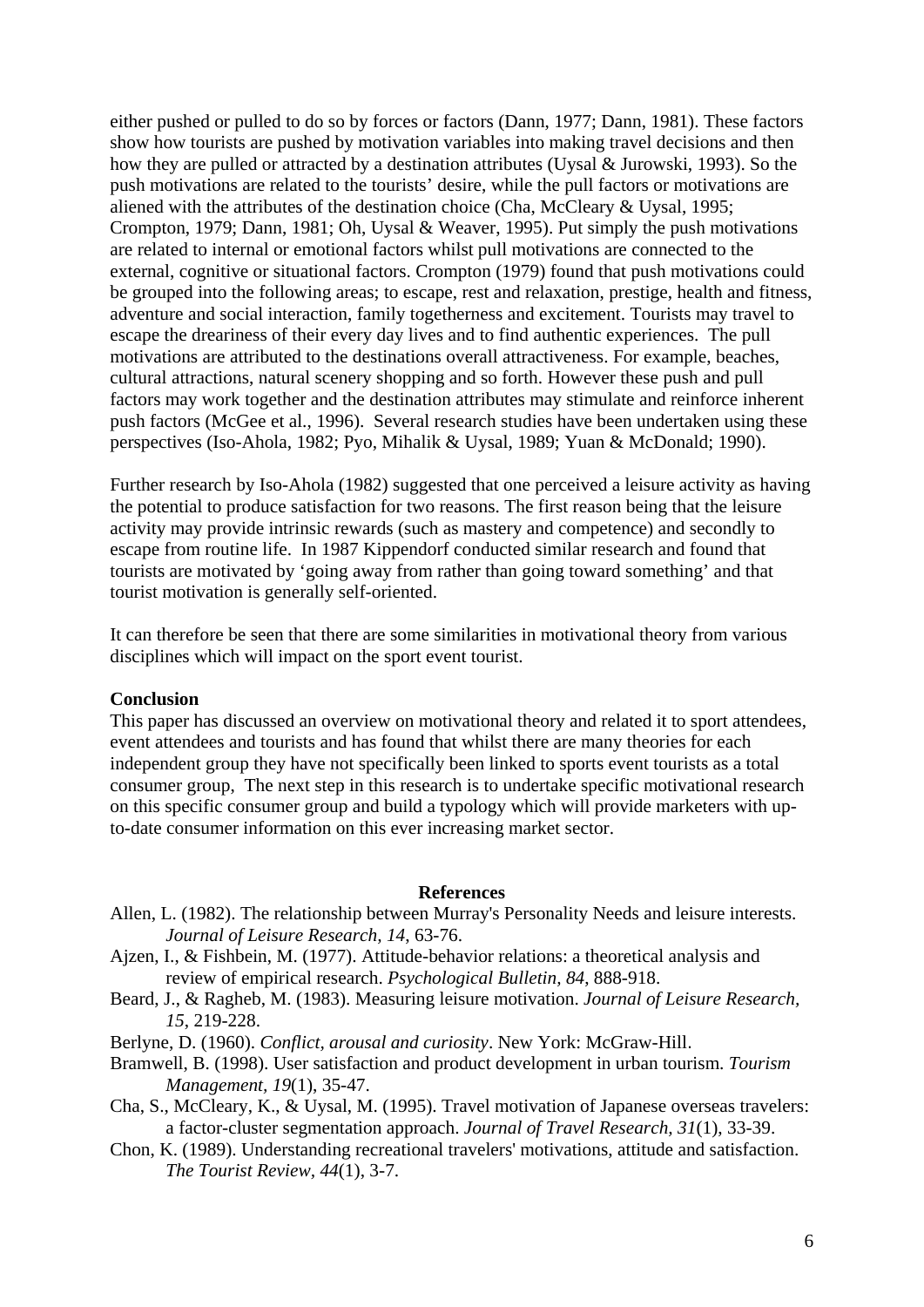either pushed or pulled to do so by forces or factors (Dann, 1977; Dann, 1981). These factors show how tourists are pushed by motivation variables into making travel decisions and then how they are pulled or attracted by a destination attributes (Uysal & Jurowski, 1993). So the push motivations are related to the tourists' desire, while the pull factors or motivations are aliened with the attributes of the destination choice (Cha, McCleary & Uysal, 1995; Crompton, 1979; Dann, 1981; Oh, Uysal & Weaver, 1995). Put simply the push motivations are related to internal or emotional factors whilst pull motivations are connected to the external, cognitive or situational factors. Crompton (1979) found that push motivations could be grouped into the following areas; to escape, rest and relaxation, prestige, health and fitness, adventure and social interaction, family togetherness and excitement. Tourists may travel to escape the dreariness of their every day lives and to find authentic experiences. The pull motivations are attributed to the destinations overall attractiveness. For example, beaches, cultural attractions, natural scenery shopping and so forth. However these push and pull factors may work together and the destination attributes may stimulate and reinforce inherent push factors (McGee et al., 1996). Several research studies have been undertaken using these perspectives (Iso-Ahola, 1982; Pyo, Mihalik & Uysal, 1989; Yuan & McDonald; 1990).

Further research by Iso-Ahola (1982) suggested that one perceived a leisure activity as having the potential to produce satisfaction for two reasons. The first reason being that the leisure activity may provide intrinsic rewards (such as mastery and competence) and secondly to escape from routine life. In 1987 Kippendorf conducted similar research and found that tourists are motivated by 'going away from rather than going toward something' and that tourist motivation is generally self-oriented.

It can therefore be seen that there are some similarities in motivational theory from various disciplines which will impact on the sport event tourist.

**Conclusion**

This paper has discussed an overview on motivational theory and related it to sport attendees, event attendees and tourists and has found that whilst there are many theories for each independent group they have not specifically been linked to sports event tourists as a total consumer group, The next step in this research is to undertake specific motivational research on this specific consumer group and build a typology which will provide marketers with up-to-date consumer information on this ever increasing market sector.

## References

Allen, L. (1982). The relationship between Murray's Personality Needs and leisure interests. *Journal of Leisure Research, 14*, 63-76.

Ajzen, I., & Fishbein, M. (1977). Attitude-behavior relations: a theoretical analysis and review of empirical research. *Psychological Bulletin, 84*, 888-918.

Beard, J., & Ragheb, M. (1983). Measuring leisure motivation. *Journal of Leisure Research, 15*, 219-228.

Berlyne, D. (1960). *Conflict, arousal and curiosity*. New York: McGraw-Hill.

Bramwell, B. (1998). User satisfaction and product development in urban tourism. *Tourism Management, 19*(1), 35-47.

Cha, S., McCleary, K., & Uysal, M. (1995). Travel motivation of Japanese overseas travelers: a factor-cluster segmentation approach. *Journal of Travel Research, 31*(1), 33-39.

Chon, K. (1989). Understanding recreational travelers' motivations, attitude and satisfaction. *The Tourist Review, 44*(1), 3-7.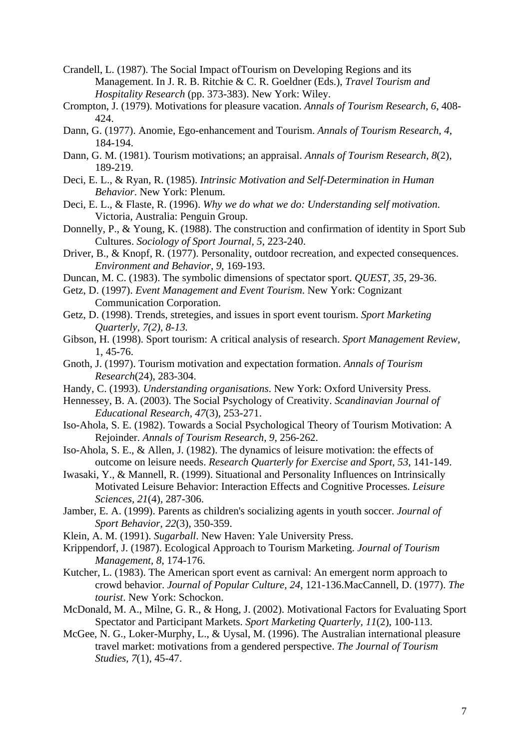Crandell, L. (1987). The Social Impact ofTourism on Developing Regions and its Management. In J. R. B. Ritchie & C. R. Goeldner (Eds.), *Travel Tourism and Hospitality Research* (pp. 373-383). New York: Wiley.

Crompton, J. (1979). Motivations for pleasure vacation. *Annals of Tourism Research, 6*, 408-424.

Dann, G. (1977). Anomie, Ego-enhancement and Tourism. *Annals of Tourism Research, 4*, 184-194.

Dann, G. M. (1981). Tourism motivations; an appraisal. *Annals of Tourism Research, 8*(2), 189-219.

Deci, E. L., & Ryan, R. (1985). *Intrinsic Motivation and Self-Determination in Human Behavior*. New York: Plenum.

Deci, E. L., & Flaste, R. (1996). *Why we do what we do: Understanding self motivation*. Victoria, Australia: Penguin Group.

Donnelly, P., & Young, K. (1988). The construction and confirmation of identity in Sport Sub Cultures. *Sociology of Sport Journal, 5*, 223-240.

Driver, B., & Knopf, R. (1977). Personality, outdoor recreation, and expected consequences. *Environment and Behavior, 9*, 169-193.

Duncan, M. C. (1983). The symbolic dimensions of spectator sport. *QUEST, 35*, 29-36.

Getz, D. (1997). *Event Management and Event Tourism*. New York: Cognizant Communication Corporation.

Getz, D. (1998). Trends, stretegies, and issues in sport event tourism. *Sport Marketing Quarterly, 7(2), 8-13.*

Gibson, H. (1998). Sport tourism: A critical analysis of research. *Sport Management Review,* 1, 45-76.

Gnoth, J. (1997). Tourism motivation and expectation formation. *Annals of Tourism Research*(24), 283-304.

Handy, C. (1993). *Understanding organisations*. New York: Oxford University Press.

Hennessey, B. A. (2003). The Social Psychology of Creativity. *Scandinavian Journal of Educational Research, 47*(3), 253-271.

Iso-Ahola, S. E. (1982). Towards a Social Psychological Theory of Tourism Motivation: A Rejoinder. *Annals of Tourism Research, 9*, 256-262.

Iso-Ahola, S. E., & Allen, J. (1982). The dynamics of leisure motivation: the effects of outcome on leisure needs. *Research Quarterly for Exercise and Sport, 53*, 141-149.

Iwasaki, Y., & Mannell, R. (1999). Situational and Personality Influences on Intrinsically Motivated Leisure Behavior: Interaction Effects and Cognitive Processes. *Leisure Sciences, 21*(4), 287-306.

Jamber, E. A. (1999). Parents as children's socializing agents in youth soccer. *Journal of Sport Behavior, 22*(3), 350-359.

Klein, A. M. (1991). *Sugarball*. New Haven: Yale University Press.

Krippendorf, J. (1987). Ecological Approach to Tourism Marketing. *Journal of Tourism Management, 8*, 174-176.

Kutcher, L. (1983). The American sport event as carnival: An emergent norm approach to crowd behavior. *Journal of Popular Culture, 24*, 121-136.MacCannell, D. (1977). *The tourist*. New York: Schockon.

McDonald, M. A., Milne, G. R., & Hong, J. (2002). Motivational Factors for Evaluating Sport Spectator and Participant Markets. *Sport Marketing Quarterly, 11*(2), 100-113.

McGee, N. G., Loker-Murphy, L., & Uysal, M. (1996). The Australian international pleasure travel market: motivations from a gendered perspective. *The Journal of Tourism Studies, 7*(1), 45-47.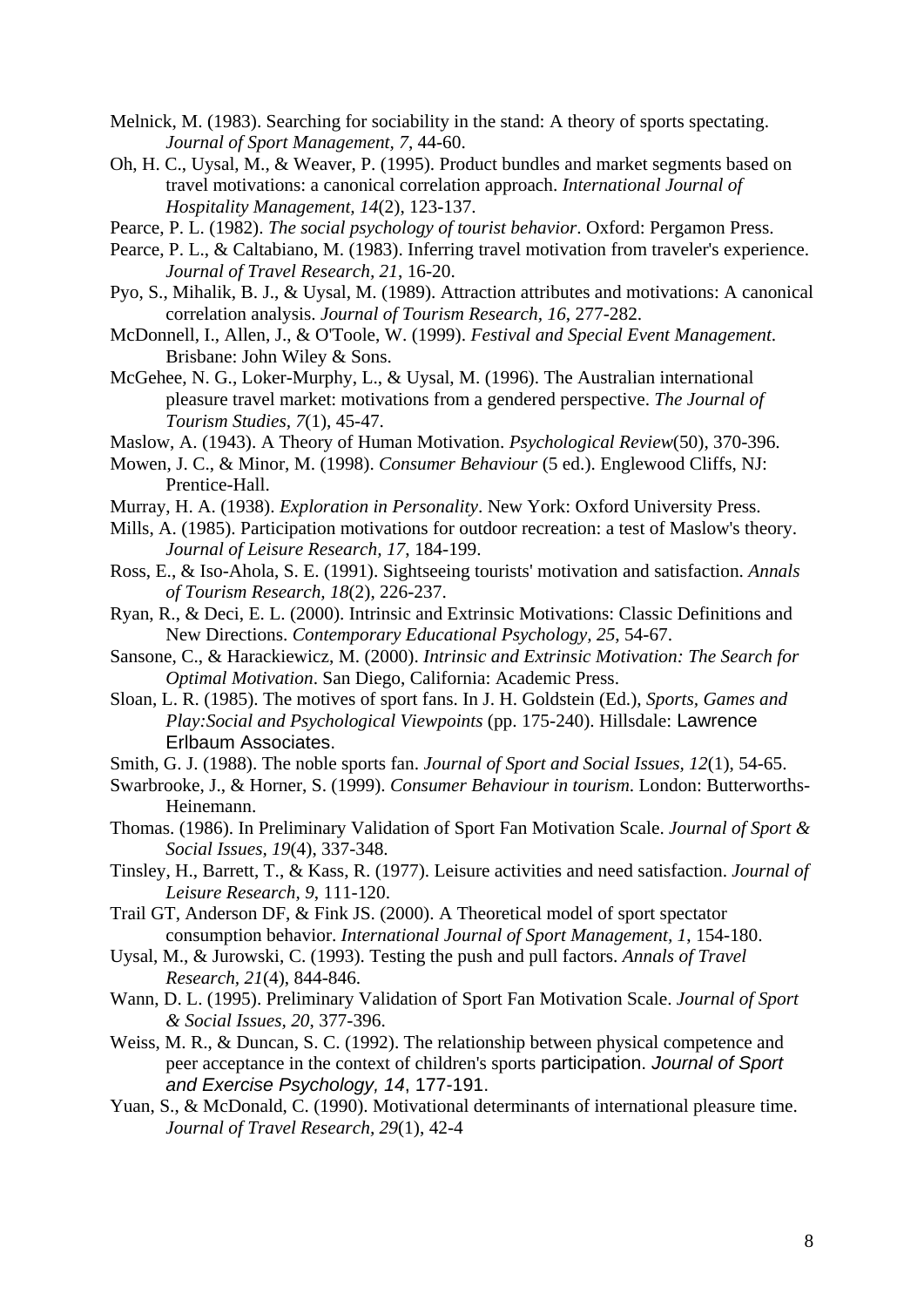Melnick, M. (1983). Searching for sociability in the stand: A theory of sports spectating. *Journal of Sport Management, 7*, 44-60.

Oh, H. C., Uysal, M., & Weaver, P. (1995). Product bundles and market segments based on travel motivations: a canonical correlation approach. *International Journal of Hospitality Management, 14*(2), 123-137.

Pearce, P. L. (1982). *The social psychology of tourist behavior*. Oxford: Pergamon Press.

Pearce, P. L., & Caltabiano, M. (1983). Inferring travel motivation from traveler's experience. *Journal of Travel Research, 21*, 16-20.

Pyo, S., Mihalik, B. J., & Uysal, M. (1989). Attraction attributes and motivations: A canonical correlation analysis. *Journal of Tourism Research, 16*, 277-282.

McDonnell, I., Allen, J., & O'Toole, W. (1999). *Festival and Special Event Management*. Brisbane: John Wiley & Sons.

McGehee, N. G., Loker-Murphy, L., & Uysal, M. (1996). The Australian international pleasure travel market: motivations from a gendered perspective. *The Journal of Tourism Studies, 7*(1), 45-47.

Maslow, A. (1943). A Theory of Human Motivation. *Psychological Review*(50), 370-396.

Mowen, J. C., & Minor, M. (1998). *Consumer Behaviour* (5 ed.). Englewood Cliffs, NJ: Prentice-Hall.

Murray, H. A. (1938). *Exploration in Personality*. New York: Oxford University Press.

Mills, A. (1985). Participation motivations for outdoor recreation: a test of Maslow's theory. *Journal of Leisure Research, 17*, 184-199.

Ross, E., & Iso-Ahola, S. E. (1991). Sightseeing tourists' motivation and satisfaction. *Annals of Tourism Research, 18*(2), 226-237.

Ryan, R., & Deci, E. L. (2000). Intrinsic and Extrinsic Motivations: Classic Definitions and New Directions. *Contemporary Educational Psychology, 25*, 54-67.

Sansone, C., & Harackiewicz, M. (2000). *Intrinsic and Extrinsic Motivation: The Search for Optimal Motivation*. San Diego, California: Academic Press.

Sloan, L. R. (1985). The motives of sport fans. In J. H. Goldstein (Ed.), *Sports, Games and Play:Social and Psychological Viewpoints* (pp. 175-240). Hillsdale: Lawrence Erlbaum Associates.

Smith, G. J. (1988). The noble sports fan. *Journal of Sport and Social Issues, 12*(1), 54-65.

Swarbrooke, J., & Horner, S. (1999). *Consumer Behaviour in tourism*. London: Butterworths-Heinemann.

Thomas. (1986). In Preliminary Validation of Sport Fan Motivation Scale. *Journal of Sport & Social Issues, 19*(4), 337-348.

Tinsley, H., Barrett, T., & Kass, R. (1977). Leisure activities and need satisfaction. *Journal of Leisure Research, 9*, 111-120.

Trail GT, Anderson DF, & Fink JS. (2000). A Theoretical model of sport spectator consumption behavior. *International Journal of Sport Management, 1*, 154-180.

Uysal, M., & Jurowski, C. (1993). Testing the push and pull factors. *Annals of Travel Research, 21*(4), 844-846.

Wann, D. L. (1995). Preliminary Validation of Sport Fan Motivation Scale. *Journal of Sport & Social Issues, 20*, 377-396.

Weiss, M. R., & Duncan, S. C. (1992). The relationship between physical competence and peer acceptance in the context of children's sports participation. *Journal of Sport and Exercise Psychology, 14*, 177-191.

Yuan, S., & McDonald, C. (1990). Motivational determinants of international pleasure time. *Journal of Travel Research, 29*(1), 42-4